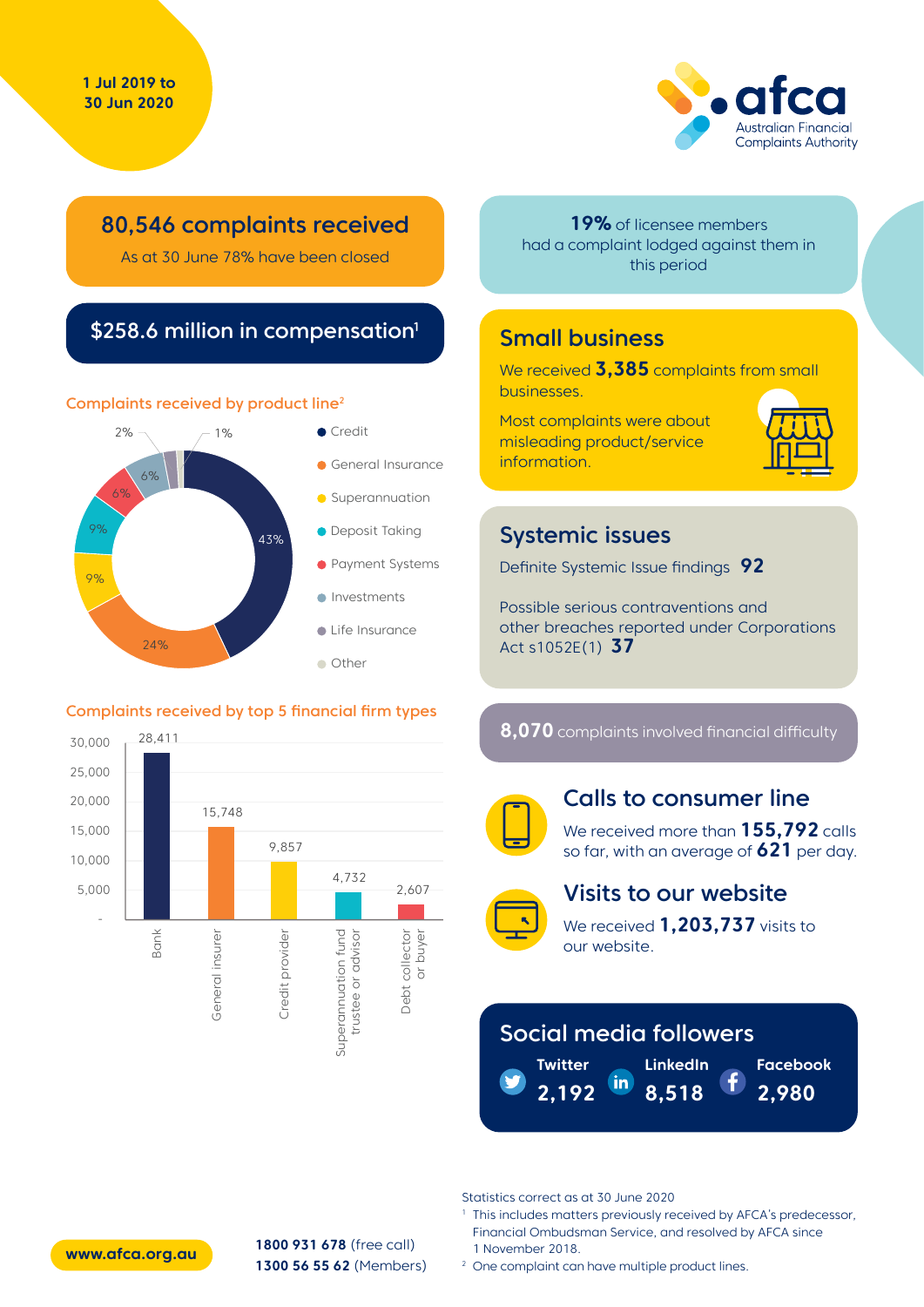1 Jul 2019 to
30 Jun 2020

afca Australian Financial Complaints Authority

## 80,546 complaints received

As at 30 June 78% have been closed

## $258.6 million in compensation[1]

### Complaints received by product line[2]

| Product line | % |
|---|---|
| Credit | 43% |
| General Insurance | 24% |
| Superannuation | 9% |
| Deposit Taking | 9% |
| Payment Systems | 6% |
| Investments | 6% |
| Life Insurance | 2% |
| Other | 1% |

### Complaints received by top 5 financial firm types

| Firm type | Complaints |
|---|---|
| Bank | 28,411 |
| General insurer | 15,748 |
| Credit provider | 9,857 |
| Superannuation fund trustee or advisor | 4,732 |
| Debt collector or buyer | 2,607 |

**19%** of licensee members had a complaint lodged against them in this period

## Small business

We received **3,385** complaints from small businesses.

Most complaints were about misleading product/service information.

## Systemic issues

Definite Systemic Issue findings **92**

Possible serious contraventions and other breaches reported under Corporations Act s1052E(1) **37**

**8,070** complaints involved financial difficulty

## Calls to consumer line

We received more than **155,792** calls so far, with an average of **621** per day.

## Visits to our website

We received **1,203,737** visits to our website.

## Social media followers

| Twitter | LinkedIn | Facebook |
|---|---|---|
| 2,192 | 8,518 | 2,980 |

Statistics correct as at 30 June 2020

[1] This includes matters previously received by AFCA's predecessor, Financial Ombudsman Service, and resolved by AFCA since 1 November 2018.

[2] One complaint can have multiple product lines.

www.afca.org.au

**1800 931 678** (free call)
**1300 56 55 62** (Members)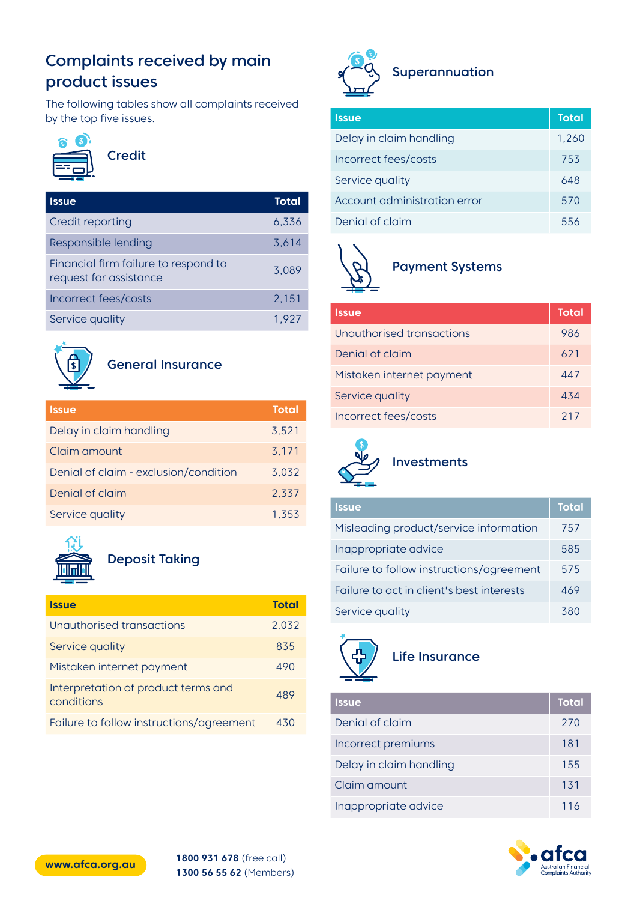# Complaints received by main product issues

The following tables show all complaints received by the top five issues.

## Credit

| Issue | Total |
|---|---|
| Credit reporting | 6,336 |
| Responsible lending | 3,614 |
| Financial firm failure to respond to request for assistance | 3,089 |
| Incorrect fees/costs | 2,151 |
| Service quality | 1,927 |

## General Insurance

| Issue | Total |
|---|---|
| Delay in claim handling | 3,521 |
| Claim amount | 3,171 |
| Denial of claim - exclusion/condition | 3,032 |
| Denial of claim | 2,337 |
| Service quality | 1,353 |

## Deposit Taking

| Issue | Total |
|---|---|
| Unauthorised transactions | 2,032 |
| Service quality | 835 |
| Mistaken internet payment | 490 |
| Interpretation of product terms and conditions | 489 |
| Failure to follow instructions/agreement | 430 |

## Superannuation

| Issue | Total |
|---|---|
| Delay in claim handling | 1,260 |
| Incorrect fees/costs | 753 |
| Service quality | 648 |
| Account administration error | 570 |
| Denial of claim | 556 |

## Payment Systems

| Issue | Total |
|---|---|
| Unauthorised transactions | 986 |
| Denial of claim | 621 |
| Mistaken internet payment | 447 |
| Service quality | 434 |
| Incorrect fees/costs | 217 |

## Investments

| Issue | Total |
|---|---|
| Misleading product/service information | 757 |
| Inappropriate advice | 585 |
| Failure to follow instructions/agreement | 575 |
| Failure to act in client's best interests | 469 |
| Service quality | 380 |

## Life Insurance

| Issue | Total |
|---|---|
| Denial of claim | 270 |
| Incorrect premiums | 181 |
| Delay in claim handling | 155 |
| Claim amount | 131 |
| Inappropriate advice | 116 |

www.afca.org.au

**1800 931 678** (free call)
**1300 56 55 62** (Members)

afca Australian Financial Complaints Authority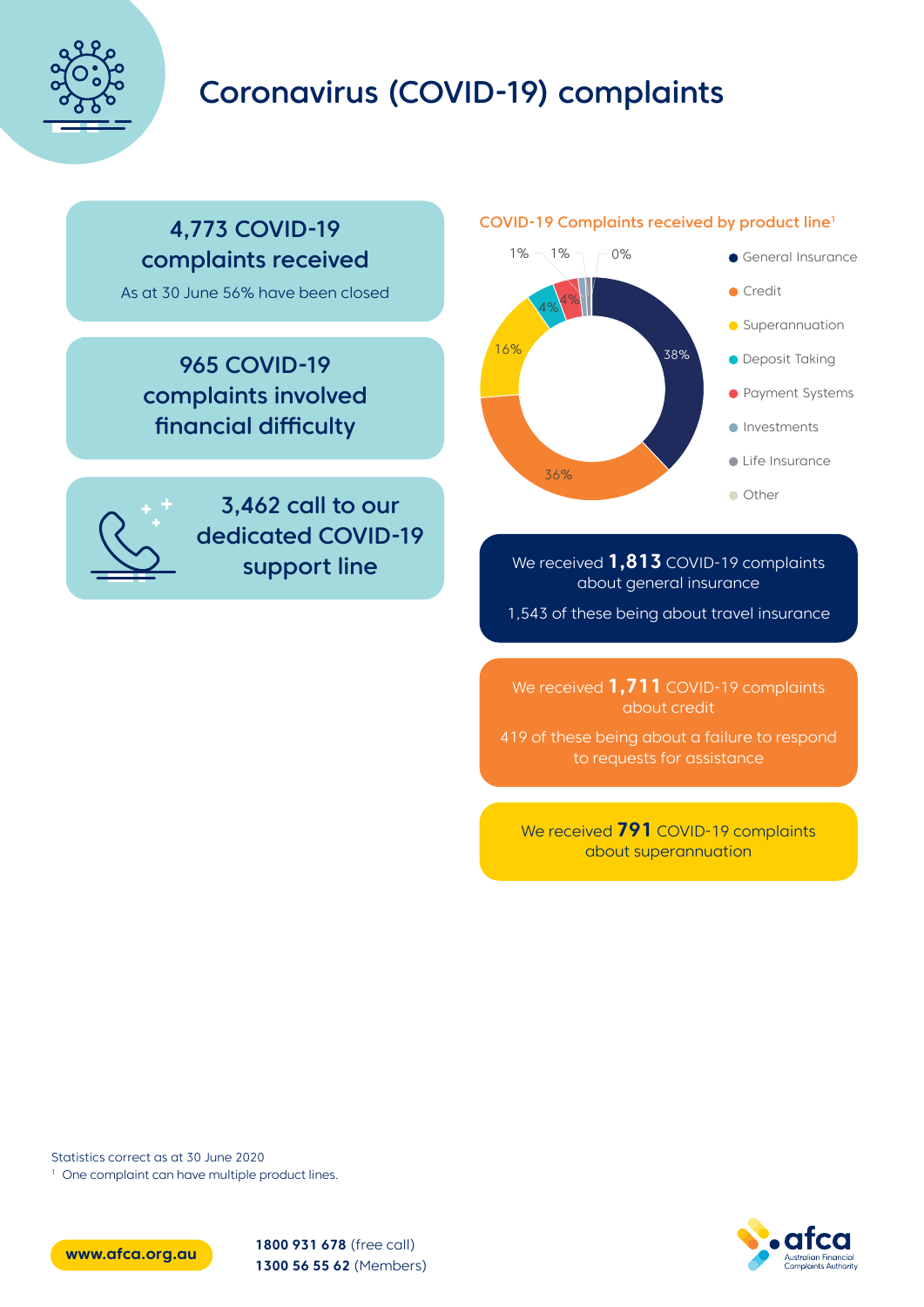# Coronavirus (COVID-19) complaints

**4,773 COVID-19 complaints received**

As at 30 June 56% have been closed

**965 COVID-19 complaints involved financial difficulty**

**3,462 call to our dedicated COVID-19 support line**

COVID-19 Complaints received by product line[1]

1%
1%
0%
4%
4%
16%
38%
36%

General Insurance
Credit
Superannuation
Deposit Taking
Payment Systems
Investments
Life Insurance
Other

We received **1,813** COVID-19 complaints about general insurance

1,543 of these being about travel insurance

We received **1,711** COVID-19 complaints about credit

419 of these being about a failure to respond to requests for assistance

We received **791** COVID-19 complaints about superannuation

Statistics correct as at 30 June 2020

[1] One complaint can have multiple product lines.

www.afca.org.au

**1800 931 678** (free call)
**1300 56 55 62** (Members)

afca
Australian Financial Complaints Authority